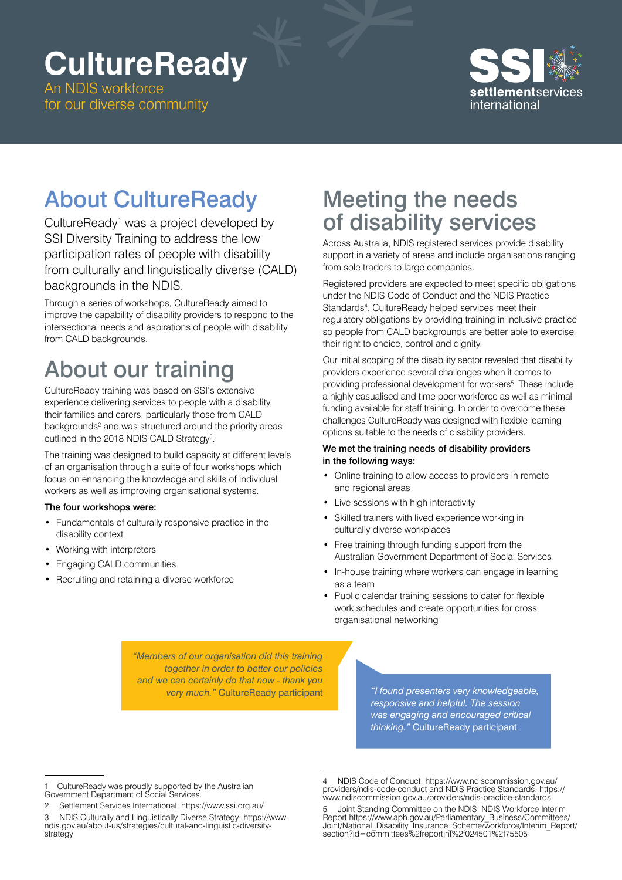# CultureReady

An NDIS workforce for our diverse community

SSI settlementservices international

## About CultureReady

CultureReady[1] was a project developed by SSI Diversity Training to address the low participation rates of people with disability from culturally and linguistically diverse (CALD) backgrounds in the NDIS.

Through a series of workshops, CultureReady aimed to improve the capability of disability providers to respond to the intersectional needs and aspirations of people with disability from CALD backgrounds.

## About our training

CultureReady training was based on SSI's extensive experience delivering services to people with a disability, their families and carers, particularly those from CALD backgrounds[2] and was structured around the priority areas outlined in the 2018 NDIS CALD Strategy[3].

The training was designed to build capacity at different levels of an organisation through a suite of four workshops which focus on enhancing the knowledge and skills of individual workers as well as improving organisational systems.

**The four workshops were:**

- Fundamentals of culturally responsive practice in the disability context
- Working with interpreters
- Engaging CALD communities
- Recruiting and retaining a diverse workforce

## Meeting the needs of disability services

Across Australia, NDIS registered services provide disability support in a variety of areas and include organisations ranging from sole traders to large companies.

Registered providers are expected to meet specific obligations under the NDIS Code of Conduct and the NDIS Practice Standards[4]. CultureReady helped services meet their regulatory obligations by providing training in inclusive practice so people from CALD backgrounds are better able to exercise their right to choice, control and dignity.

Our initial scoping of the disability sector revealed that disability providers experience several challenges when it comes to providing professional development for workers[5]. These include a highly casualised and time poor workforce as well as minimal funding available for staff training. In order to overcome these challenges CultureReady was designed with flexible learning options suitable to the needs of disability providers.

**We met the training needs of disability providers in the following ways:**

- Online training to allow access to providers in remote and regional areas
- Live sessions with high interactivity
- Skilled trainers with lived experience working in culturally diverse workplaces
- Free training through funding support from the Australian Government Department of Social Services
- In-house training where workers can engage in learning as a team
- Public calendar training sessions to cater for flexible work schedules and create opportunities for cross organisational networking

*"Members of our organisation did this training together in order to better our policies and we can certainly do that now - thank you very much."* CultureReady participant

*"I found presenters very knowledgeable, responsive and helpful. The session was engaging and encouraged critical thinking."* CultureReady participant

---

1 CultureReady was proudly supported by the Australian Government Department of Social Services.

2 Settlement Services International: https://www.ssi.org.au/

3 NDIS Culturally and Linguistically Diverse Strategy: https://www.ndis.gov.au/about-us/strategies/cultural-and-linguistic-diversity-strategy

4 NDIS Code of Conduct: https://www.ndiscommission.gov.au/providers/ndis-code-conduct and NDIS Practice Standards: https://www.ndiscommission.gov.au/providers/ndis-practice-standards

5 Joint Standing Committee on the NDIS: NDIS Workforce Interim Report https://www.aph.gov.au/Parliamentary_Business/Committees/Joint/National_Disability_Insurance_Scheme/workforce/Interim_Report/section?id=committees%2freportjnt%2f024501%2f75505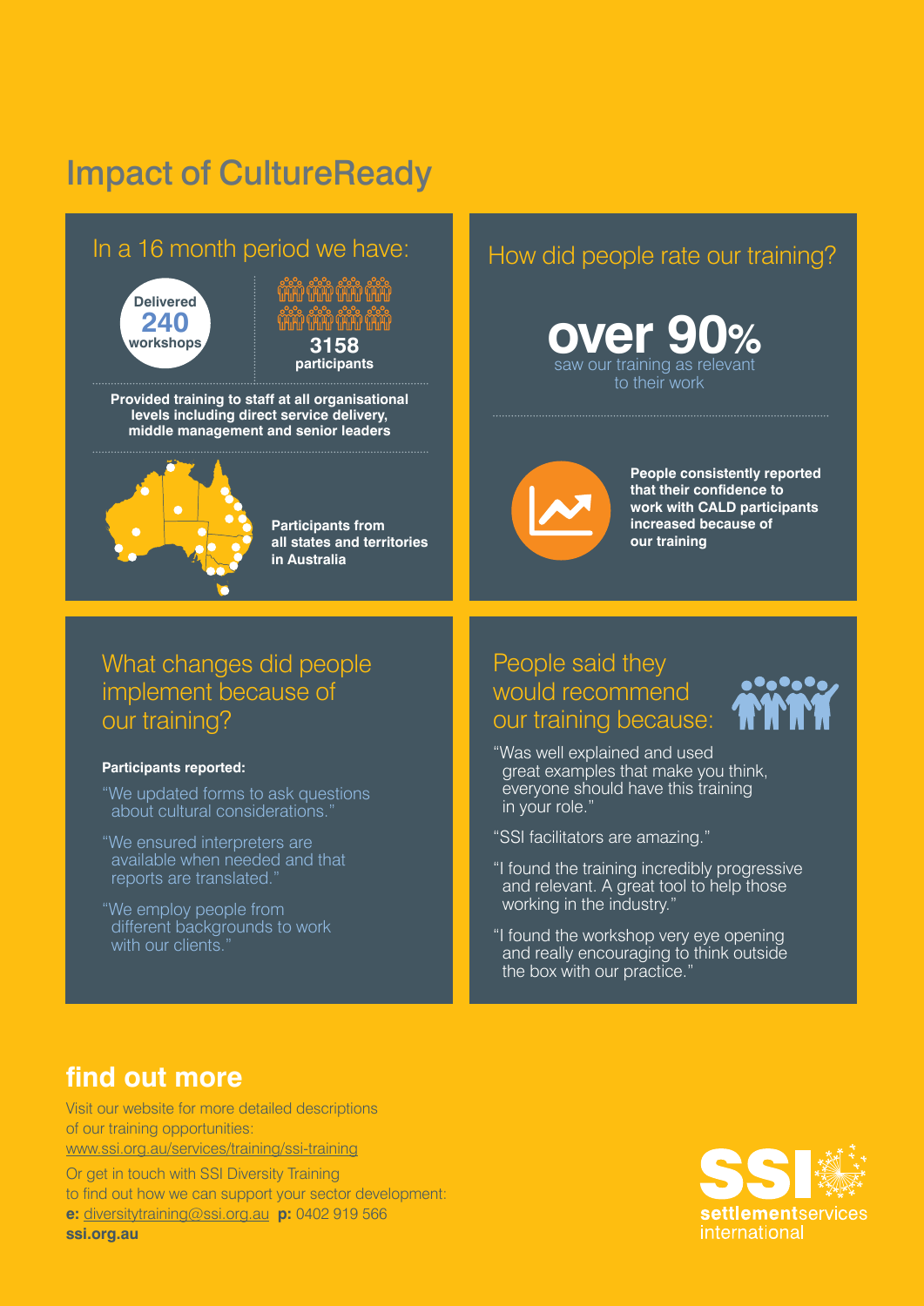# Impact of CultureReady

## In a 16 month period we have:

**Delivered 240 workshops**

**3158 participants**

**Provided training to staff at all organisational levels including direct service delivery, middle management and senior leaders**

**Participants from all states and territories in Australia**

## How did people rate our training?

**over 90%**

saw our training as relevant to their work

**People consistently reported that their confidence to work with CALD participants increased because of our training**

## What changes did people implement because of our training?

**Participants reported:**

"We updated forms to ask questions about cultural considerations."

"We ensured interpreters are available when needed and that reports are translated."

"We employ people from different backgrounds to work with our clients."

## People said they would recommend our training because:

"Was well explained and used great examples that make you think, everyone should have this training in your role."

"SSI facilitators are amazing."

"I found the training incredibly progressive and relevant. A great tool to help those working in the industry."

"I found the workshop very eye opening and really encouraging to think outside the box with our practice."

## find out more

Visit our website for more detailed descriptions of our training opportunities:
www.ssi.org.au/services/training/ssi-training

Or get in touch with SSI Diversity Training to find out how we can support your sector development:
**e:** diversitytraining@ssi.org.au **p:** 0402 919 566
**ssi.org.au**

SSI settlementservices international